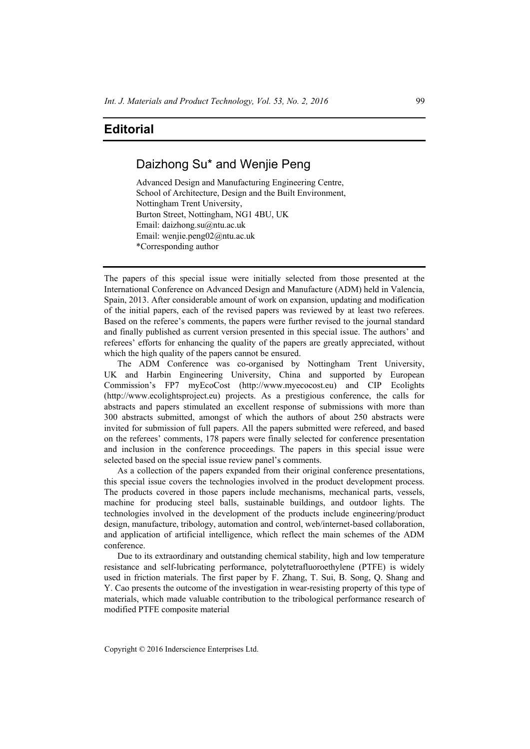# Editorial

## Daizhong Su* and Wenjie Peng

Advanced Design and Manufacturing Engineering Centre,
School of Architecture, Design and the Built Environment,
Nottingham Trent University,
Burton Street, Nottingham, NG1 4BU, UK
Email: daizhong.su@ntu.ac.uk
Email: wenjie.peng02@ntu.ac.uk
*Corresponding author

---

The papers of this special issue were initially selected from those presented at the International Conference on Advanced Design and Manufacture (ADM) held in Valencia, Spain, 2013. After considerable amount of work on expansion, updating and modification of the initial papers, each of the revised papers was reviewed by at least two referees. Based on the referee's comments, the papers were further revised to the journal standard and finally published as current version presented in this special issue. The authors' and referees' efforts for enhancing the quality of the papers are greatly appreciated, without which the high quality of the papers cannot be ensured.

The ADM Conference was co-organised by Nottingham Trent University, UK and Harbin Engineering University, China and supported by European Commission's FP7 myEcoCost (http://www.myecocost.eu) and CIP Ecolights (http://www.ecolightsproject.eu) projects. As a prestigious conference, the calls for abstracts and papers stimulated an excellent response of submissions with more than 300 abstracts submitted, amongst of which the authors of about 250 abstracts were invited for submission of full papers. All the papers submitted were refereed, and based on the referees' comments, 178 papers were finally selected for conference presentation and inclusion in the conference proceedings. The papers in this special issue were selected based on the special issue review panel's comments.

As a collection of the papers expanded from their original conference presentations, this special issue covers the technologies involved in the product development process. The products covered in those papers include mechanisms, mechanical parts, vessels, machine for producing steel balls, sustainable buildings, and outdoor lights. The technologies involved in the development of the products include engineering/product design, manufacture, tribology, automation and control, web/internet-based collaboration, and application of artificial intelligence, which reflect the main schemes of the ADM conference.

Due to its extraordinary and outstanding chemical stability, high and low temperature resistance and self-lubricating performance, polytetrafluoroethylene (PTFE) is widely used in friction materials. The first paper by F. Zhang, T. Sui, B. Song, Q. Shang and Y. Cao presents the outcome of the investigation in wear-resisting property of this type of materials, which made valuable contribution to the tribological performance research of modified PTFE composite material

Copyright © 2016 Inderscience Enterprises Ltd.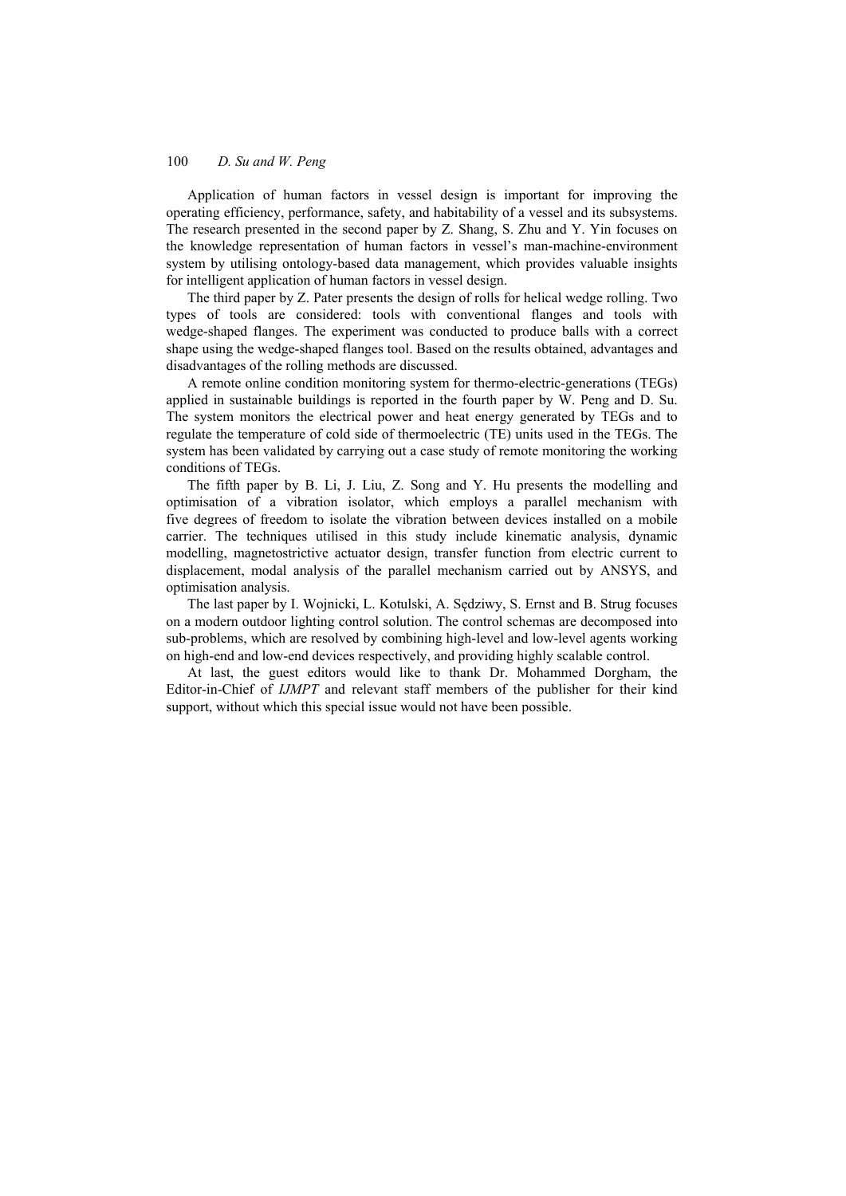Application of human factors in vessel design is important for improving the operating efficiency, performance, safety, and habitability of a vessel and its subsystems. The research presented in the second paper by Z. Shang, S. Zhu and Y. Yin focuses on the knowledge representation of human factors in vessel's man-machine-environment system by utilising ontology-based data management, which provides valuable insights for intelligent application of human factors in vessel design.

The third paper by Z. Pater presents the design of rolls for helical wedge rolling. Two types of tools are considered: tools with conventional flanges and tools with wedge-shaped flanges. The experiment was conducted to produce balls with a correct shape using the wedge-shaped flanges tool. Based on the results obtained, advantages and disadvantages of the rolling methods are discussed.

A remote online condition monitoring system for thermo-electric-generations (TEGs) applied in sustainable buildings is reported in the fourth paper by W. Peng and D. Su. The system monitors the electrical power and heat energy generated by TEGs and to regulate the temperature of cold side of thermoelectric (TE) units used in the TEGs. The system has been validated by carrying out a case study of remote monitoring the working conditions of TEGs.

The fifth paper by B. Li, J. Liu, Z. Song and Y. Hu presents the modelling and optimisation of a vibration isolator, which employs a parallel mechanism with five degrees of freedom to isolate the vibration between devices installed on a mobile carrier. The techniques utilised in this study include kinematic analysis, dynamic modelling, magnetostrictive actuator design, transfer function from electric current to displacement, modal analysis of the parallel mechanism carried out by ANSYS, and optimisation analysis.

The last paper by I. Wojnicki, L. Kotulski, A. Sędziwy, S. Ernst and B. Strug focuses on a modern outdoor lighting control solution. The control schemas are decomposed into sub-problems, which are resolved by combining high-level and low-level agents working on high-end and low-end devices respectively, and providing highly scalable control.

At last, the guest editors would like to thank Dr. Mohammed Dorgham, the Editor-in-Chief of *IJMPT* and relevant staff members of the publisher for their kind support, without which this special issue would not have been possible.